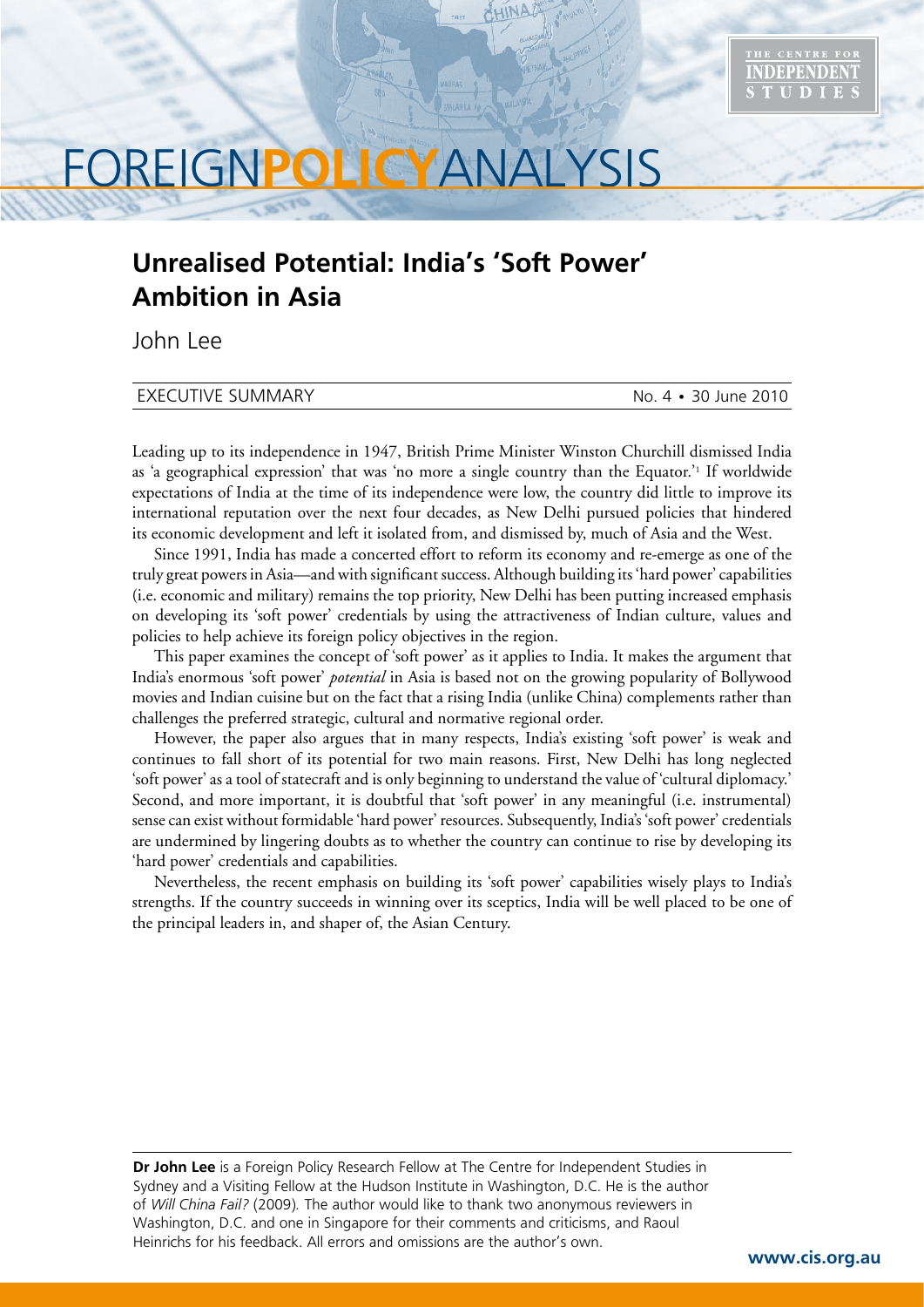# FOREIGNPOLICYANALYSIS

THE CENTRE FOR INDEPENDENT STUDIES

## Unrealised Potential: India's 'Soft Power' Ambition in Asia

John Lee

EXECUTIVE SUMMARY — No. 4 • 30 June 2010

Leading up to its independence in 1947, British Prime Minister Winston Churchill dismissed India as 'a geographical expression' that was 'no more a single country than the Equator.'[1] If worldwide expectations of India at the time of its independence were low, the country did little to improve its international reputation over the next four decades, as New Delhi pursued policies that hindered its economic development and left it isolated from, and dismissed by, much of Asia and the West.

Since 1991, India has made a concerted effort to reform its economy and re-emerge as one of the truly great powers in Asia—and with significant success. Although building its 'hard power' capabilities (i.e. economic and military) remains the top priority, New Delhi has been putting increased emphasis on developing its 'soft power' credentials by using the attractiveness of Indian culture, values and policies to help achieve its foreign policy objectives in the region.

This paper examines the concept of 'soft power' as it applies to India. It makes the argument that India's enormous 'soft power' *potential* in Asia is based not on the growing popularity of Bollywood movies and Indian cuisine but on the fact that a rising India (unlike China) complements rather than challenges the preferred strategic, cultural and normative regional order.

However, the paper also argues that in many respects, India's existing 'soft power' is weak and continues to fall short of its potential for two main reasons. First, New Delhi has long neglected 'soft power' as a tool of statecraft and is only beginning to understand the value of 'cultural diplomacy.' Second, and more important, it is doubtful that 'soft power' in any meaningful (i.e. instrumental) sense can exist without formidable 'hard power' resources. Subsequently, India's 'soft power' credentials are undermined by lingering doubts as to whether the country can continue to rise by developing its 'hard power' credentials and capabilities.

Nevertheless, the recent emphasis on building its 'soft power' capabilities wisely plays to India's strengths. If the country succeeds in winning over its sceptics, India will be well placed to be one of the principal leaders in, and shaper of, the Asian Century.

---

**Dr John Lee** is a Foreign Policy Research Fellow at The Centre for Independent Studies in Sydney and a Visiting Fellow at the Hudson Institute in Washington, D.C. He is the author of *Will China Fail?* (2009). The author would like to thank two anonymous reviewers in Washington, D.C. and one in Singapore for their comments and criticisms, and Raoul Heinrichs for his feedback. All errors and omissions are the author's own.

www.cis.org.au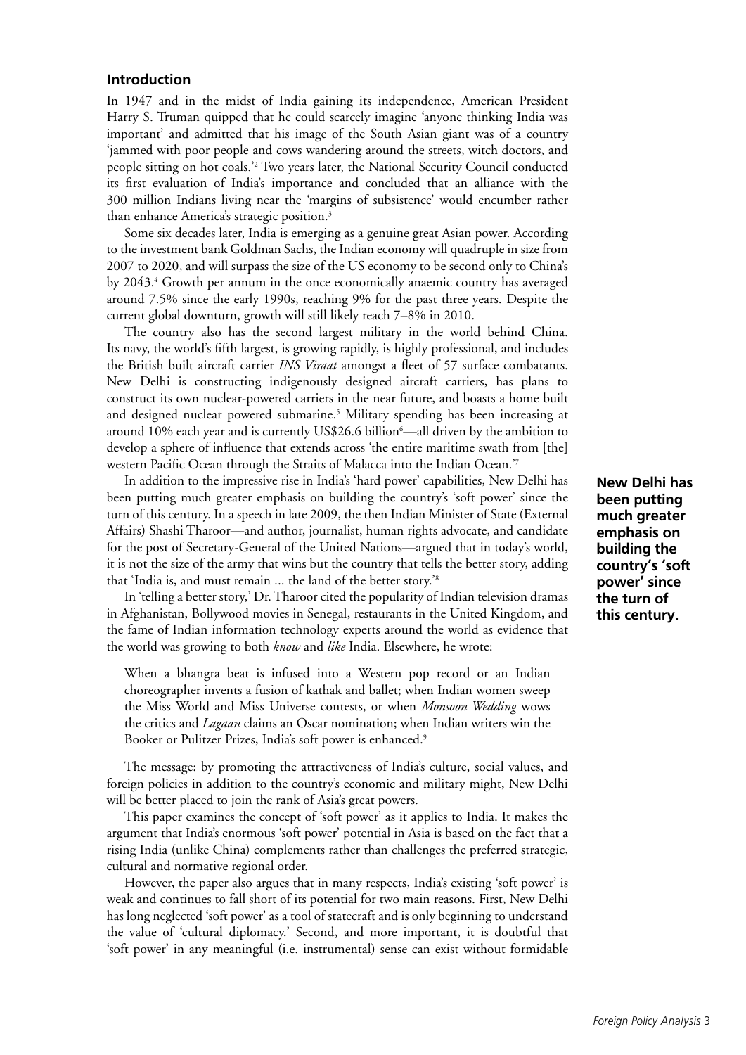## Introduction

In 1947 and in the midst of India gaining its independence, American President Harry S. Truman quipped that he could scarcely imagine 'anyone thinking India was important' and admitted that his image of the South Asian giant was of a country 'jammed with poor people and cows wandering around the streets, witch doctors, and people sitting on hot coals.'[2] Two years later, the National Security Council conducted its first evaluation of India's importance and concluded that an alliance with the 300 million Indians living near the 'margins of subsistence' would encumber rather than enhance America's strategic position.[3]

Some six decades later, India is emerging as a genuine great Asian power. According to the investment bank Goldman Sachs, the Indian economy will quadruple in size from 2007 to 2020, and will surpass the size of the US economy to be second only to China's by 2043.[4] Growth per annum in the once economically anaemic country has averaged around 7.5% since the early 1990s, reaching 9% for the past three years. Despite the current global downturn, growth will still likely reach 7–8% in 2010.

The country also has the second largest military in the world behind China. Its navy, the world's fifth largest, is growing rapidly, is highly professional, and includes the British built aircraft carrier *INS Viraat* amongst a fleet of 57 surface combatants. New Delhi is constructing indigenously designed aircraft carriers, has plans to construct its own nuclear-powered carriers in the near future, and boasts a home built and designed nuclear powered submarine.[5] Military spending has been increasing at around 10% each year and is currently US$26.6 billion[6]—all driven by the ambition to develop a sphere of influence that extends across 'the entire maritime swath from [the] western Pacific Ocean through the Straits of Malacca into the Indian Ocean.'[7]

In addition to the impressive rise in India's 'hard power' capabilities, New Delhi has been putting much greater emphasis on building the country's 'soft power' since the turn of this century. In a speech in late 2009, the then Indian Minister of State (External Affairs) Shashi Tharoor—and author, journalist, human rights advocate, and candidate for the post of Secretary-General of the United Nations—argued that in today's world, it is not the size of the army that wins but the country that tells the better story, adding that 'India is, and must remain ... the land of the better story.'[8]

**New Delhi has been putting much greater emphasis on building the country's 'soft power' since the turn of this century.**

In 'telling a better story,' Dr. Tharoor cited the popularity of Indian television dramas in Afghanistan, Bollywood movies in Senegal, restaurants in the United Kingdom, and the fame of Indian information technology experts around the world as evidence that the world was growing to both *know* and *like* India. Elsewhere, he wrote:

> When a bhangra beat is infused into a Western pop record or an Indian choreographer invents a fusion of kathak and ballet; when Indian women sweep the Miss World and Miss Universe contests, or when *Monsoon Wedding* wows the critics and *Lagaan* claims an Oscar nomination; when Indian writers win the Booker or Pulitzer Prizes, India's soft power is enhanced.[9]

The message: by promoting the attractiveness of India's culture, social values, and foreign policies in addition to the country's economic and military might, New Delhi will be better placed to join the rank of Asia's great powers.

This paper examines the concept of 'soft power' as it applies to India. It makes the argument that India's enormous 'soft power' potential in Asia is based on the fact that a rising India (unlike China) complements rather than challenges the preferred strategic, cultural and normative regional order.

However, the paper also argues that in many respects, India's existing 'soft power' is weak and continues to fall short of its potential for two main reasons. First, New Delhi has long neglected 'soft power' as a tool of statecraft and is only beginning to understand the value of 'cultural diplomacy.' Second, and more important, it is doubtful that 'soft power' in any meaningful (i.e. instrumental) sense can exist without formidable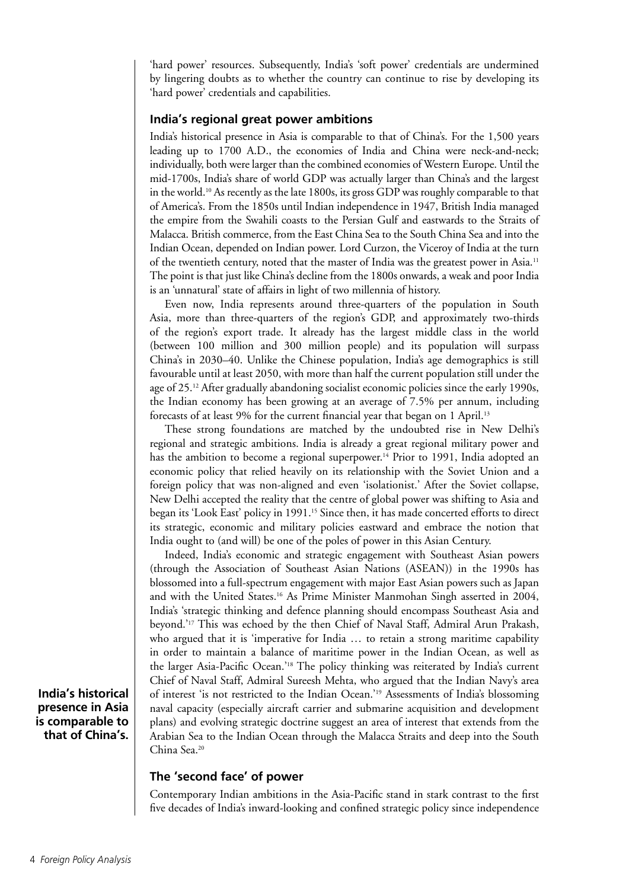'hard power' resources. Subsequently, India's 'soft power' credentials are undermined by lingering doubts as to whether the country can continue to rise by developing its 'hard power' credentials and capabilities.

## India's regional great power ambitions

India's historical presence in Asia is comparable to that of China's. For the 1,500 years leading up to 1700 A.D., the economies of India and China were neck-and-neck; individually, both were larger than the combined economies of Western Europe. Until the mid-1700s, India's share of world GDP was actually larger than China's and the largest in the world.[10] As recently as the late 1800s, its gross GDP was roughly comparable to that of America's. From the 1850s until Indian independence in 1947, British India managed the empire from the Swahili coasts to the Persian Gulf and eastwards to the Straits of Malacca. British commerce, from the East China Sea to the South China Sea and into the Indian Ocean, depended on Indian power. Lord Curzon, the Viceroy of India at the turn of the twentieth century, noted that the master of India was the greatest power in Asia.[11] The point is that just like China's decline from the 1800s onwards, a weak and poor India is an 'unnatural' state of affairs in light of two millennia of history.

Even now, India represents around three-quarters of the population in South Asia, more than three-quarters of the region's GDP, and approximately two-thirds of the region's export trade. It already has the largest middle class in the world (between 100 million and 300 million people) and its population will surpass China's in 2030–40. Unlike the Chinese population, India's age demographics is still favourable until at least 2050, with more than half the current population still under the age of 25.[12] After gradually abandoning socialist economic policies since the early 1990s, the Indian economy has been growing at an average of 7.5% per annum, including forecasts of at least 9% for the current financial year that began on 1 April.[13]

These strong foundations are matched by the undoubted rise in New Delhi's regional and strategic ambitions. India is already a great regional military power and has the ambition to become a regional superpower.[14] Prior to 1991, India adopted an economic policy that relied heavily on its relationship with the Soviet Union and a foreign policy that was non-aligned and even 'isolationist.' After the Soviet collapse, New Delhi accepted the reality that the centre of global power was shifting to Asia and began its 'Look East' policy in 1991.[15] Since then, it has made concerted efforts to direct its strategic, economic and military policies eastward and embrace the notion that India ought to (and will) be one of the poles of power in this Asian Century.

Indeed, India's economic and strategic engagement with Southeast Asian powers (through the Association of Southeast Asian Nations (ASEAN)) in the 1990s has blossomed into a full-spectrum engagement with major East Asian powers such as Japan and with the United States.[16] As Prime Minister Manmohan Singh asserted in 2004, India's 'strategic thinking and defence planning should encompass Southeast Asia and beyond.'[17] This was echoed by the then Chief of Naval Staff, Admiral Arun Prakash, who argued that it is 'imperative for India … to retain a strong maritime capability in order to maintain a balance of maritime power in the Indian Ocean, as well as the larger Asia-Pacific Ocean.'[18] The policy thinking was reiterated by India's current Chief of Naval Staff, Admiral Sureesh Mehta, who argued that the Indian Navy's area of interest 'is not restricted to the Indian Ocean.'[19] Assessments of India's blossoming naval capacity (especially aircraft carrier and submarine acquisition and development plans) and evolving strategic doctrine suggest an area of interest that extends from the Arabian Sea to the Indian Ocean through the Malacca Straits and deep into the South China Sea.[20]

**India's historical presence in Asia is comparable to that of China's.**

## The 'second face' of power

Contemporary Indian ambitions in the Asia-Pacific stand in stark contrast to the first five decades of India's inward-looking and confined strategic policy since independence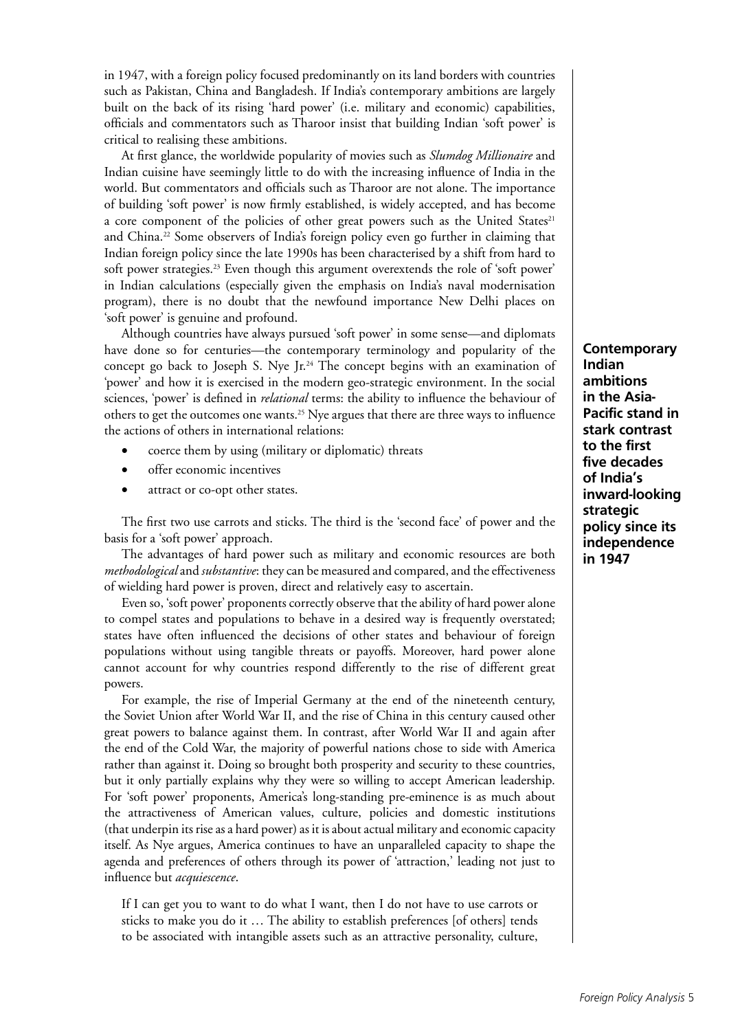in 1947, with a foreign policy focused predominantly on its land borders with countries such as Pakistan, China and Bangladesh. If India's contemporary ambitions are largely built on the back of its rising 'hard power' (i.e. military and economic) capabilities, officials and commentators such as Tharoor insist that building Indian 'soft power' is critical to realising these ambitions.

At first glance, the worldwide popularity of movies such as *Slumdog Millionaire* and Indian cuisine have seemingly little to do with the increasing influence of India in the world. But commentators and officials such as Tharoor are not alone. The importance of building 'soft power' is now firmly established, is widely accepted, and has become a core component of the policies of other great powers such as the United States[21] and China.[22] Some observers of India's foreign policy even go further in claiming that Indian foreign policy since the late 1990s has been characterised by a shift from hard to soft power strategies.[23] Even though this argument overextends the role of 'soft power' in Indian calculations (especially given the emphasis on India's naval modernisation program), there is no doubt that the newfound importance New Delhi places on 'soft power' is genuine and profound.

**Contemporary Indian ambitions in the Asia-Pacific stand in stark contrast to the first five decades of India's inward-looking strategic policy since its independence in 1947**

Although countries have always pursued 'soft power' in some sense—and diplomats have done so for centuries—the contemporary terminology and popularity of the concept go back to Joseph S. Nye Jr.[24] The concept begins with an examination of 'power' and how it is exercised in the modern geo-strategic environment. In the social sciences, 'power' is defined in *relational* terms: the ability to influence the behaviour of others to get the outcomes one wants.[25] Nye argues that there are three ways to influence the actions of others in international relations:

- coerce them by using (military or diplomatic) threats
- offer economic incentives
- attract or co-opt other states.

The first two use carrots and sticks. The third is the 'second face' of power and the basis for a 'soft power' approach.

The advantages of hard power such as military and economic resources are both *methodological* and *substantive*: they can be measured and compared, and the effectiveness of wielding hard power is proven, direct and relatively easy to ascertain.

Even so, 'soft power' proponents correctly observe that the ability of hard power alone to compel states and populations to behave in a desired way is frequently overstated; states have often influenced the decisions of other states and behaviour of foreign populations without using tangible threats or payoffs. Moreover, hard power alone cannot account for why countries respond differently to the rise of different great powers.

For example, the rise of Imperial Germany at the end of the nineteenth century, the Soviet Union after World War II, and the rise of China in this century caused other great powers to balance against them. In contrast, after World War II and again after the end of the Cold War, the majority of powerful nations chose to side with America rather than against it. Doing so brought both prosperity and security to these countries, but it only partially explains why they were so willing to accept American leadership. For 'soft power' proponents, America's long-standing pre-eminence is as much about the attractiveness of American values, culture, policies and domestic institutions (that underpin its rise as a hard power) as it is about actual military and economic capacity itself. As Nye argues, America continues to have an unparalleled capacity to shape the agenda and preferences of others through its power of 'attraction,' leading not just to influence but *acquiescence*.

> If I can get you to want to do what I want, then I do not have to use carrots or sticks to make you do it … The ability to establish preferences [of others] tends to be associated with intangible assets such as an attractive personality, culture,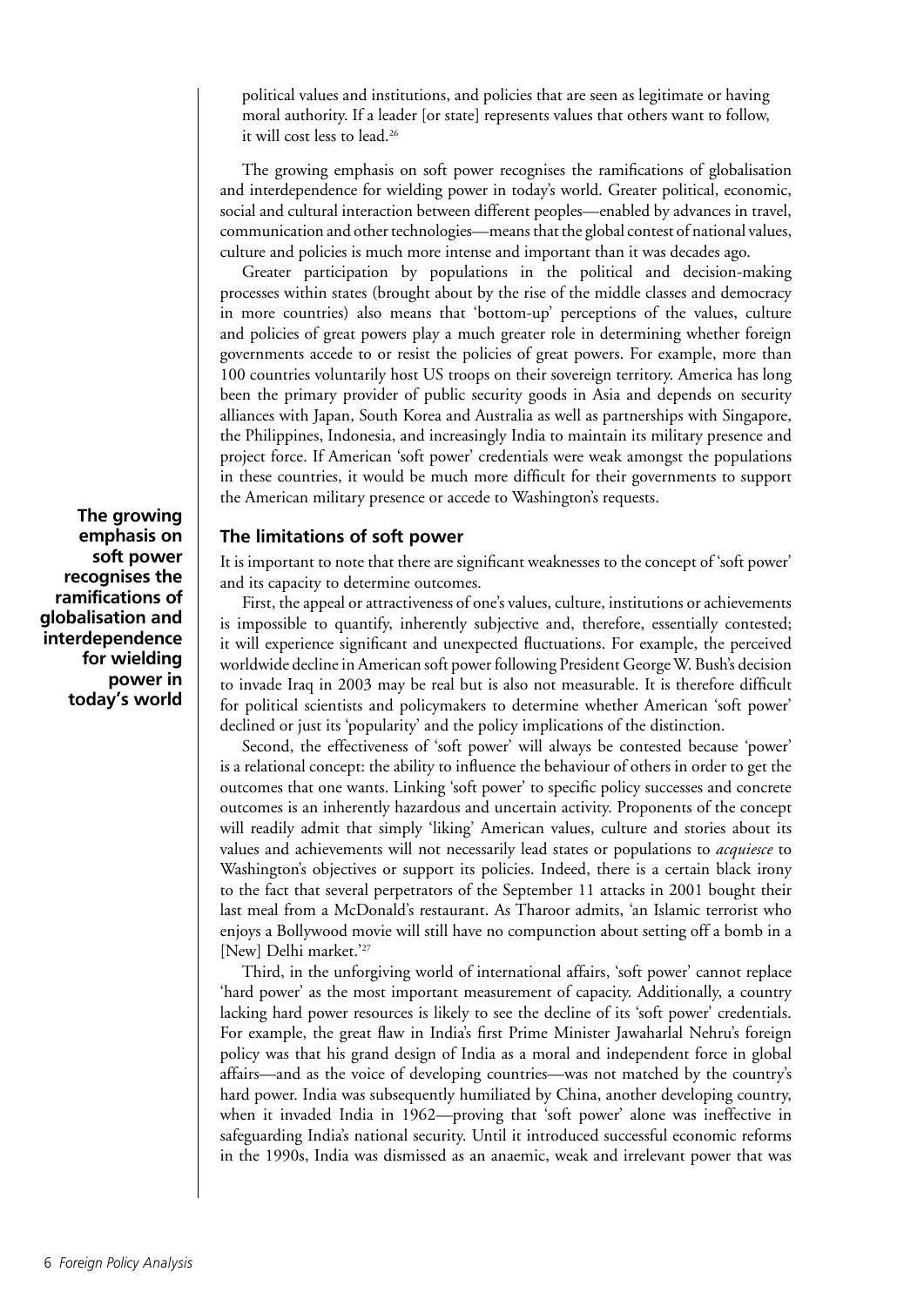political values and institutions, and policies that are seen as legitimate or having moral authority. If a leader [or state] represents values that others want to follow, it will cost less to lead.[26]

The growing emphasis on soft power recognises the ramifications of globalisation and interdependence for wielding power in today's world. Greater political, economic, social and cultural interaction between different peoples—enabled by advances in travel, communication and other technologies—means that the global contest of national values, culture and policies is much more intense and important than it was decades ago.

Greater participation by populations in the political and decision-making processes within states (brought about by the rise of the middle classes and democracy in more countries) also means that 'bottom-up' perceptions of the values, culture and policies of great powers play a much greater role in determining whether foreign governments accede to or resist the policies of great powers. For example, more than 100 countries voluntarily host US troops on their sovereign territory. America has long been the primary provider of public security goods in Asia and depends on security alliances with Japan, South Korea and Australia as well as partnerships with Singapore, the Philippines, Indonesia, and increasingly India to maintain its military presence and project force. If American 'soft power' credentials were weak amongst the populations in these countries, it would be much more difficult for their governments to support the American military presence or accede to Washington's requests.

**The growing emphasis on soft power recognises the ramifications of globalisation and interdependence for wielding power in today's world**

## The limitations of soft power

It is important to note that there are significant weaknesses to the concept of 'soft power' and its capacity to determine outcomes.

First, the appeal or attractiveness of one's values, culture, institutions or achievements is impossible to quantify, inherently subjective and, therefore, essentially contested; it will experience significant and unexpected fluctuations. For example, the perceived worldwide decline in American soft power following President George W. Bush's decision to invade Iraq in 2003 may be real but is also not measurable. It is therefore difficult for political scientists and policymakers to determine whether American 'soft power' declined or just its 'popularity' and the policy implications of the distinction.

Second, the effectiveness of 'soft power' will always be contested because 'power' is a relational concept: the ability to influence the behaviour of others in order to get the outcomes that one wants. Linking 'soft power' to specific policy successes and concrete outcomes is an inherently hazardous and uncertain activity. Proponents of the concept will readily admit that simply 'liking' American values, culture and stories about its values and achievements will not necessarily lead states or populations to *acquiesce* to Washington's objectives or support its policies. Indeed, there is a certain black irony to the fact that several perpetrators of the September 11 attacks in 2001 bought their last meal from a McDonald's restaurant. As Tharoor admits, 'an Islamic terrorist who enjoys a Bollywood movie will still have no compunction about setting off a bomb in a [New] Delhi market.'[27]

Third, in the unforgiving world of international affairs, 'soft power' cannot replace 'hard power' as the most important measurement of capacity. Additionally, a country lacking hard power resources is likely to see the decline of its 'soft power' credentials. For example, the great flaw in India's first Prime Minister Jawaharlal Nehru's foreign policy was that his grand design of India as a moral and independent force in global affairs—and as the voice of developing countries—was not matched by the country's hard power. India was subsequently humiliated by China, another developing country, when it invaded India in 1962—proving that 'soft power' alone was ineffective in safeguarding India's national security. Until it introduced successful economic reforms in the 1990s, India was dismissed as an anaemic, weak and irrelevant power that was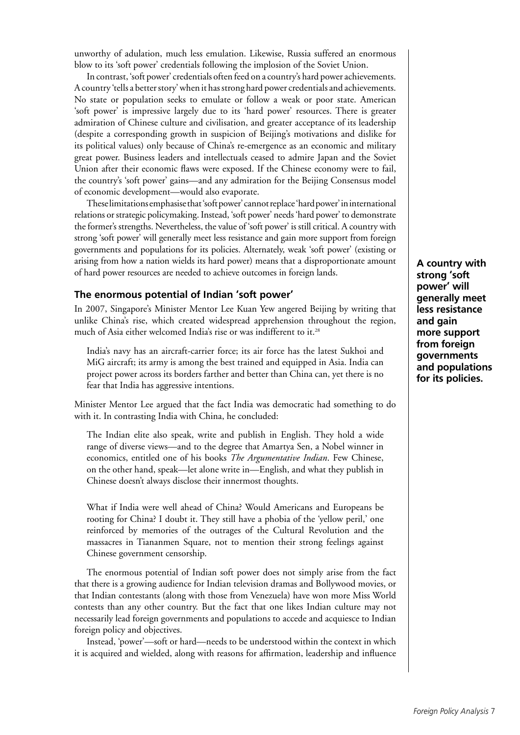unworthy of adulation, much less emulation. Likewise, Russia suffered an enormous blow to its 'soft power' credentials following the implosion of the Soviet Union.

In contrast, 'soft power' credentials often feed on a country's hard power achievements. A country 'tells a better story' when it has strong hard power credentials and achievements. No state or population seeks to emulate or follow a weak or poor state. American 'soft power' is impressive largely due to its 'hard power' resources. There is greater admiration of Chinese culture and civilisation, and greater acceptance of its leadership (despite a corresponding growth in suspicion of Beijing's motivations and dislike for its political values) only because of China's re-emergence as an economic and military great power. Business leaders and intellectuals ceased to admire Japan and the Soviet Union after their economic flaws were exposed. If the Chinese economy were to fail, the country's 'soft power' gains—and any admiration for the Beijing Consensus model of economic development—would also evaporate.

These limitations emphasise that 'soft power' cannot replace 'hard power' in international relations or strategic policymaking. Instead, 'soft power' needs 'hard power' to demonstrate the former's strengths. Nevertheless, the value of 'soft power' is still critical. A country with strong 'soft power' will generally meet less resistance and gain more support from foreign governments and populations for its policies. Alternately, weak 'soft power' (existing or arising from how a nation wields its hard power) means that a disproportionate amount of hard power resources are needed to achieve outcomes in foreign lands.

**A country with strong 'soft power' will generally meet less resistance and gain more support from foreign governments and populations for its policies.**

## The enormous potential of Indian 'soft power'

In 2007, Singapore's Minister Mentor Lee Kuan Yew angered Beijing by writing that unlike China's rise, which created widespread apprehension throughout the region, much of Asia either welcomed India's rise or was indifferent to it.[28]

> India's navy has an aircraft-carrier force; its air force has the latest Sukhoi and MiG aircraft; its army is among the best trained and equipped in Asia. India can project power across its borders farther and better than China can, yet there is no fear that India has aggressive intentions.

Minister Mentor Lee argued that the fact India was democratic had something to do with it. In contrasting India with China, he concluded:

> The Indian elite also speak, write and publish in English. They hold a wide range of diverse views—and to the degree that Amartya Sen, a Nobel winner in economics, entitled one of his books *The Argumentative Indian*. Few Chinese, on the other hand, speak—let alone write in—English, and what they publish in Chinese doesn't always disclose their innermost thoughts.
>
> What if India were well ahead of China? Would Americans and Europeans be rooting for China? I doubt it. They still have a phobia of the 'yellow peril,' one reinforced by memories of the outrages of the Cultural Revolution and the massacres in Tiananmen Square, not to mention their strong feelings against Chinese government censorship.

The enormous potential of Indian soft power does not simply arise from the fact that there is a growing audience for Indian television dramas and Bollywood movies, or that Indian contestants (along with those from Venezuela) have won more Miss World contests than any other country. But the fact that one likes Indian culture may not necessarily lead foreign governments and populations to accede and acquiesce to Indian foreign policy and objectives.

Instead, 'power'—soft or hard—needs to be understood within the context in which it is acquired and wielded, along with reasons for affirmation, leadership and influence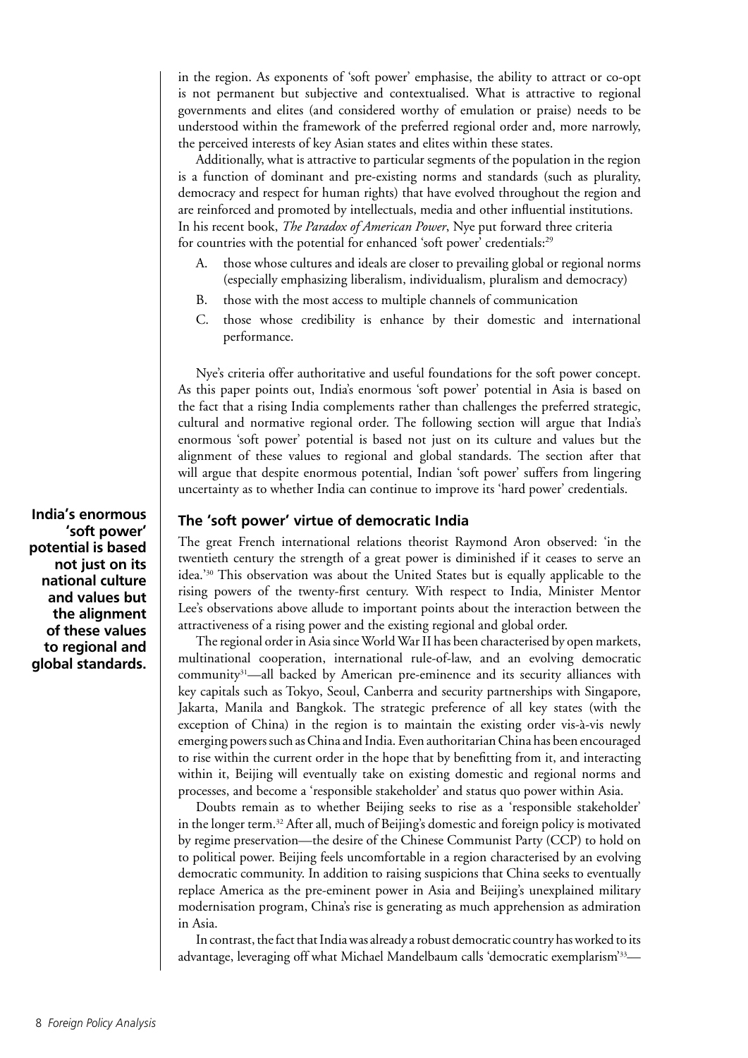in the region. As exponents of 'soft power' emphasise, the ability to attract or co-opt is not permanent but subjective and contextualised. What is attractive to regional governments and elites (and considered worthy of emulation or praise) needs to be understood within the framework of the preferred regional order and, more narrowly, the perceived interests of key Asian states and elites within these states.

Additionally, what is attractive to particular segments of the population in the region is a function of dominant and pre-existing norms and standards (such as plurality, democracy and respect for human rights) that have evolved throughout the region and are reinforced and promoted by intellectuals, media and other influential institutions. In his recent book, *The Paradox of American Power*, Nye put forward three criteria for countries with the potential for enhanced 'soft power' credentials:[29]

A. those whose cultures and ideals are closer to prevailing global or regional norms (especially emphasizing liberalism, individualism, pluralism and democracy)

B. those with the most access to multiple channels of communication

C. those whose credibility is enhance by their domestic and international performance.

Nye's criteria offer authoritative and useful foundations for the soft power concept. As this paper points out, India's enormous 'soft power' potential in Asia is based on the fact that a rising India complements rather than challenges the preferred strategic, cultural and normative regional order. The following section will argue that India's enormous 'soft power' potential is based not just on its culture and values but the alignment of these values to regional and global standards. The section after that will argue that despite enormous potential, Indian 'soft power' suffers from lingering uncertainty as to whether India can continue to improve its 'hard power' credentials.

**India's enormous 'soft power' potential is based not just on its national culture and values but the alignment of these values to regional and global standards.**

## The 'soft power' virtue of democratic India

The great French international relations theorist Raymond Aron observed: 'in the twentieth century the strength of a great power is diminished if it ceases to serve an idea.'[30] This observation was about the United States but is equally applicable to the rising powers of the twenty-first century. With respect to India, Minister Mentor Lee's observations above allude to important points about the interaction between the attractiveness of a rising power and the existing regional and global order.

The regional order in Asia since World War II has been characterised by open markets, multinational cooperation, international rule-of-law, and an evolving democratic community[31]—all backed by American pre-eminence and its security alliances with key capitals such as Tokyo, Seoul, Canberra and security partnerships with Singapore, Jakarta, Manila and Bangkok. The strategic preference of all key states (with the exception of China) in the region is to maintain the existing order vis-à-vis newly emerging powers such as China and India. Even authoritarian China has been encouraged to rise within the current order in the hope that by benefitting from it, and interacting within it, Beijing will eventually take on existing domestic and regional norms and processes, and become a 'responsible stakeholder' and status quo power within Asia.

Doubts remain as to whether Beijing seeks to rise as a 'responsible stakeholder' in the longer term.[32] After all, much of Beijing's domestic and foreign policy is motivated by regime preservation—the desire of the Chinese Communist Party (CCP) to hold on to political power. Beijing feels uncomfortable in a region characterised by an evolving democratic community. In addition to raising suspicions that China seeks to eventually replace America as the pre-eminent power in Asia and Beijing's unexplained military modernisation program, China's rise is generating as much apprehension as admiration in Asia.

In contrast, the fact that India was already a robust democratic country has worked to its advantage, leveraging off what Michael Mandelbaum calls 'democratic exemplarism'[33]—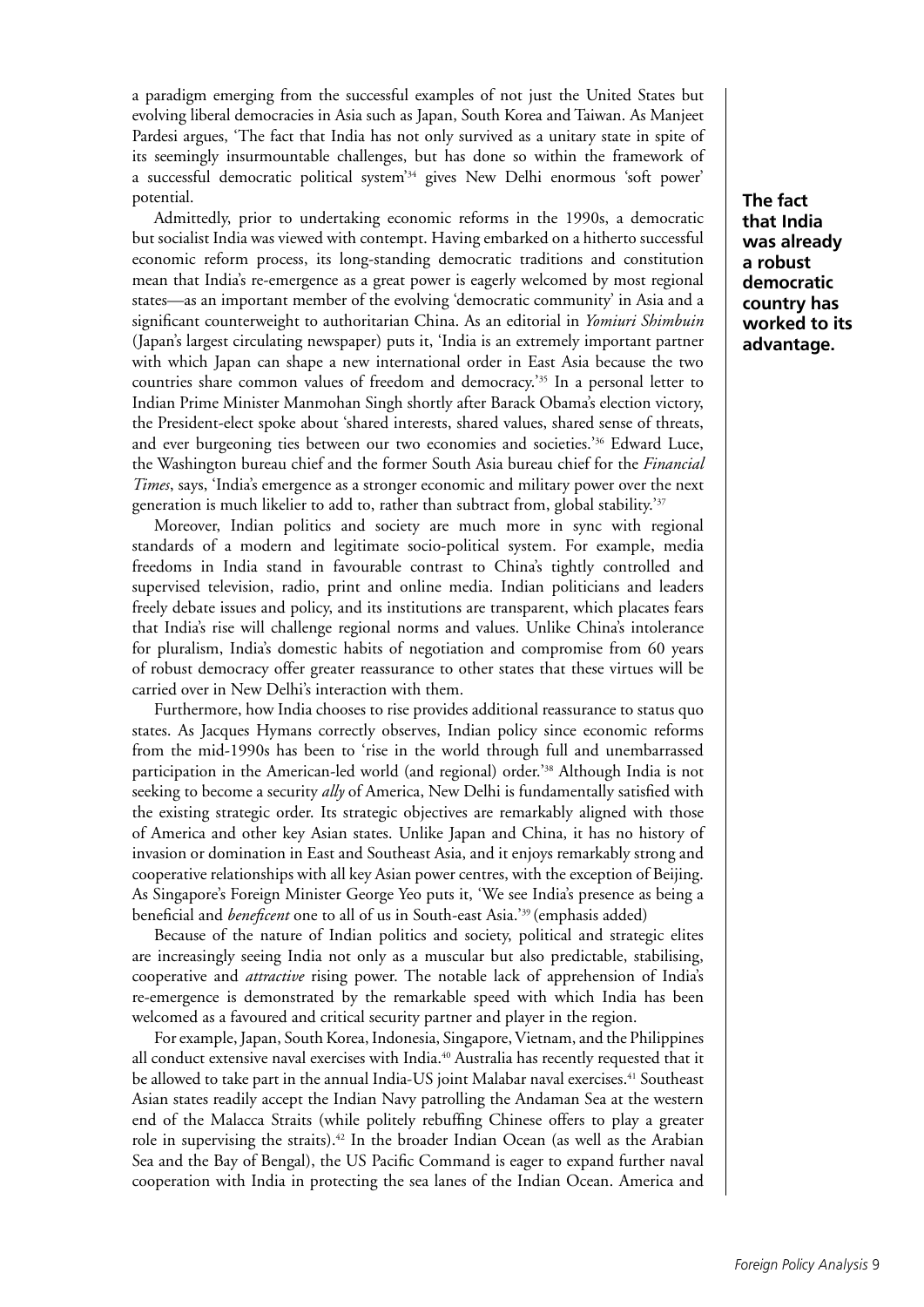a paradigm emerging from the successful examples of not just the United States but evolving liberal democracies in Asia such as Japan, South Korea and Taiwan. As Manjeet Pardesi argues, 'The fact that India has not only survived as a unitary state in spite of its seemingly insurmountable challenges, but has done so within the framework of a successful democratic political system'[34] gives New Delhi enormous 'soft power' potential.

**The fact that India was already a robust democratic country has worked to its advantage.**

Admittedly, prior to undertaking economic reforms in the 1990s, a democratic but socialist India was viewed with contempt. Having embarked on a hitherto successful economic reform process, its long-standing democratic traditions and constitution mean that India's re-emergence as a great power is eagerly welcomed by most regional states—as an important member of the evolving 'democratic community' in Asia and a significant counterweight to authoritarian China. As an editorial in *Yomiuri Shimbuin* (Japan's largest circulating newspaper) puts it, 'India is an extremely important partner with which Japan can shape a new international order in East Asia because the two countries share common values of freedom and democracy.'[35] In a personal letter to Indian Prime Minister Manmohan Singh shortly after Barack Obama's election victory, the President-elect spoke about 'shared interests, shared values, shared sense of threats, and ever burgeoning ties between our two economies and societies.'[36] Edward Luce, the Washington bureau chief and the former South Asia bureau chief for the *Financial Times*, says, 'India's emergence as a stronger economic and military power over the next generation is much likelier to add to, rather than subtract from, global stability.'[37]

Moreover, Indian politics and society are much more in sync with regional standards of a modern and legitimate socio-political system. For example, media freedoms in India stand in favourable contrast to China's tightly controlled and supervised television, radio, print and online media. Indian politicians and leaders freely debate issues and policy, and its institutions are transparent, which placates fears that India's rise will challenge regional norms and values. Unlike China's intolerance for pluralism, India's domestic habits of negotiation and compromise from 60 years of robust democracy offer greater reassurance to other states that these virtues will be carried over in New Delhi's interaction with them.

Furthermore, how India chooses to rise provides additional reassurance to status quo states. As Jacques Hymans correctly observes, Indian policy since economic reforms from the mid-1990s has been to 'rise in the world through full and unembarrassed participation in the American-led world (and regional) order.'[38] Although India is not seeking to become a security *ally* of America, New Delhi is fundamentally satisfied with the existing strategic order. Its strategic objectives are remarkably aligned with those of America and other key Asian states. Unlike Japan and China, it has no history of invasion or domination in East and Southeast Asia, and it enjoys remarkably strong and cooperative relationships with all key Asian power centres, with the exception of Beijing. As Singapore's Foreign Minister George Yeo puts it, 'We see India's presence as being a beneficial and *beneficent* one to all of us in South-east Asia.'[39] (emphasis added)

Because of the nature of Indian politics and society, political and strategic elites are increasingly seeing India not only as a muscular but also predictable, stabilising, cooperative and *attractive* rising power. The notable lack of apprehension of India's re-emergence is demonstrated by the remarkable speed with which India has been welcomed as a favoured and critical security partner and player in the region.

For example, Japan, South Korea, Indonesia, Singapore, Vietnam, and the Philippines all conduct extensive naval exercises with India.[40] Australia has recently requested that it be allowed to take part in the annual India-US joint Malabar naval exercises.[41] Southeast Asian states readily accept the Indian Navy patrolling the Andaman Sea at the western end of the Malacca Straits (while politely rebuffing Chinese offers to play a greater role in supervising the straits).[42] In the broader Indian Ocean (as well as the Arabian Sea and the Bay of Bengal), the US Pacific Command is eager to expand further naval cooperation with India in protecting the sea lanes of the Indian Ocean. America and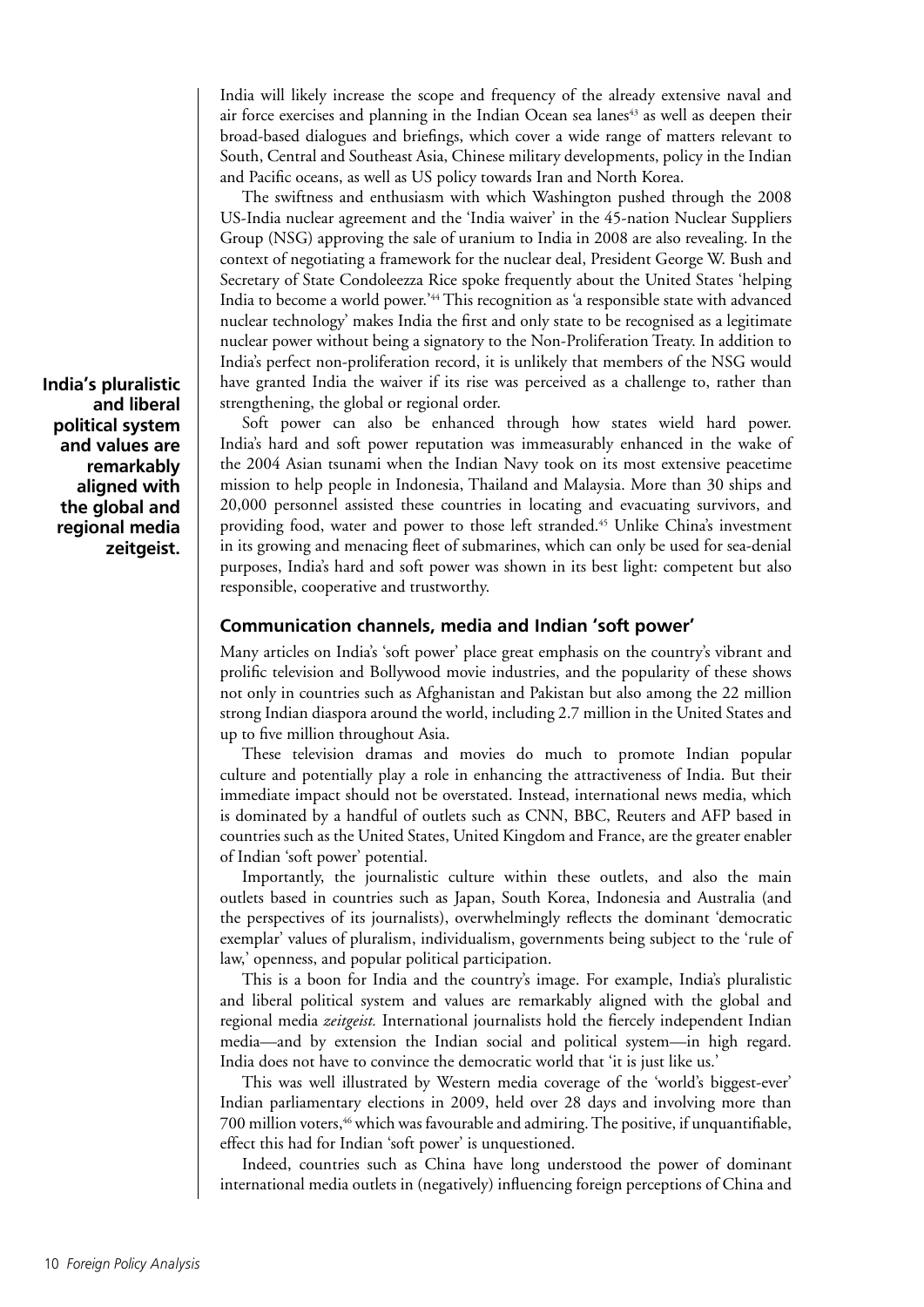India will likely increase the scope and frequency of the already extensive naval and air force exercises and planning in the Indian Ocean sea lanes[43] as well as deepen their broad-based dialogues and briefings, which cover a wide range of matters relevant to South, Central and Southeast Asia, Chinese military developments, policy in the Indian and Pacific oceans, as well as US policy towards Iran and North Korea.

The swiftness and enthusiasm with which Washington pushed through the 2008 US-India nuclear agreement and the 'India waiver' in the 45-nation Nuclear Suppliers Group (NSG) approving the sale of uranium to India in 2008 are also revealing. In the context of negotiating a framework for the nuclear deal, President George W. Bush and Secretary of State Condoleezza Rice spoke frequently about the United States 'helping India to become a world power.'[44] This recognition as 'a responsible state with advanced nuclear technology' makes India the first and only state to be recognised as a legitimate nuclear power without being a signatory to the Non-Proliferation Treaty. In addition to India's perfect non-proliferation record, it is unlikely that members of the NSG would have granted India the waiver if its rise was perceived as a challenge to, rather than strengthening, the global or regional order.

**India's pluralistic and liberal political system and values are remarkably aligned with the global and regional media zeitgeist.**

Soft power can also be enhanced through how states wield hard power. India's hard and soft power reputation was immeasurably enhanced in the wake of the 2004 Asian tsunami when the Indian Navy took on its most extensive peacetime mission to help people in Indonesia, Thailand and Malaysia. More than 30 ships and 20,000 personnel assisted these countries in locating and evacuating survivors, and providing food, water and power to those left stranded.[45] Unlike China's investment in its growing and menacing fleet of submarines, which can only be used for sea-denial purposes, India's hard and soft power was shown in its best light: competent but also responsible, cooperative and trustworthy.

## Communication channels, media and Indian 'soft power'

Many articles on India's 'soft power' place great emphasis on the country's vibrant and prolific television and Bollywood movie industries, and the popularity of these shows not only in countries such as Afghanistan and Pakistan but also among the 22 million strong Indian diaspora around the world, including 2.7 million in the United States and up to five million throughout Asia.

These television dramas and movies do much to promote Indian popular culture and potentially play a role in enhancing the attractiveness of India. But their immediate impact should not be overstated. Instead, international news media, which is dominated by a handful of outlets such as CNN, BBC, Reuters and AFP based in countries such as the United States, United Kingdom and France, are the greater enabler of Indian 'soft power' potential.

Importantly, the journalistic culture within these outlets, and also the main outlets based in countries such as Japan, South Korea, Indonesia and Australia (and the perspectives of its journalists), overwhelmingly reflects the dominant 'democratic exemplar' values of pluralism, individualism, governments being subject to the 'rule of law,' openness, and popular political participation.

This is a boon for India and the country's image. For example, India's pluralistic and liberal political system and values are remarkably aligned with the global and regional media *zeitgeist.* International journalists hold the fiercely independent Indian media—and by extension the Indian social and political system—in high regard. India does not have to convince the democratic world that 'it is just like us.'

This was well illustrated by Western media coverage of the 'world's biggest-ever' Indian parliamentary elections in 2009, held over 28 days and involving more than 700 million voters,[46] which was favourable and admiring. The positive, if unquantifiable, effect this had for Indian 'soft power' is unquestioned.

Indeed, countries such as China have long understood the power of dominant international media outlets in (negatively) influencing foreign perceptions of China and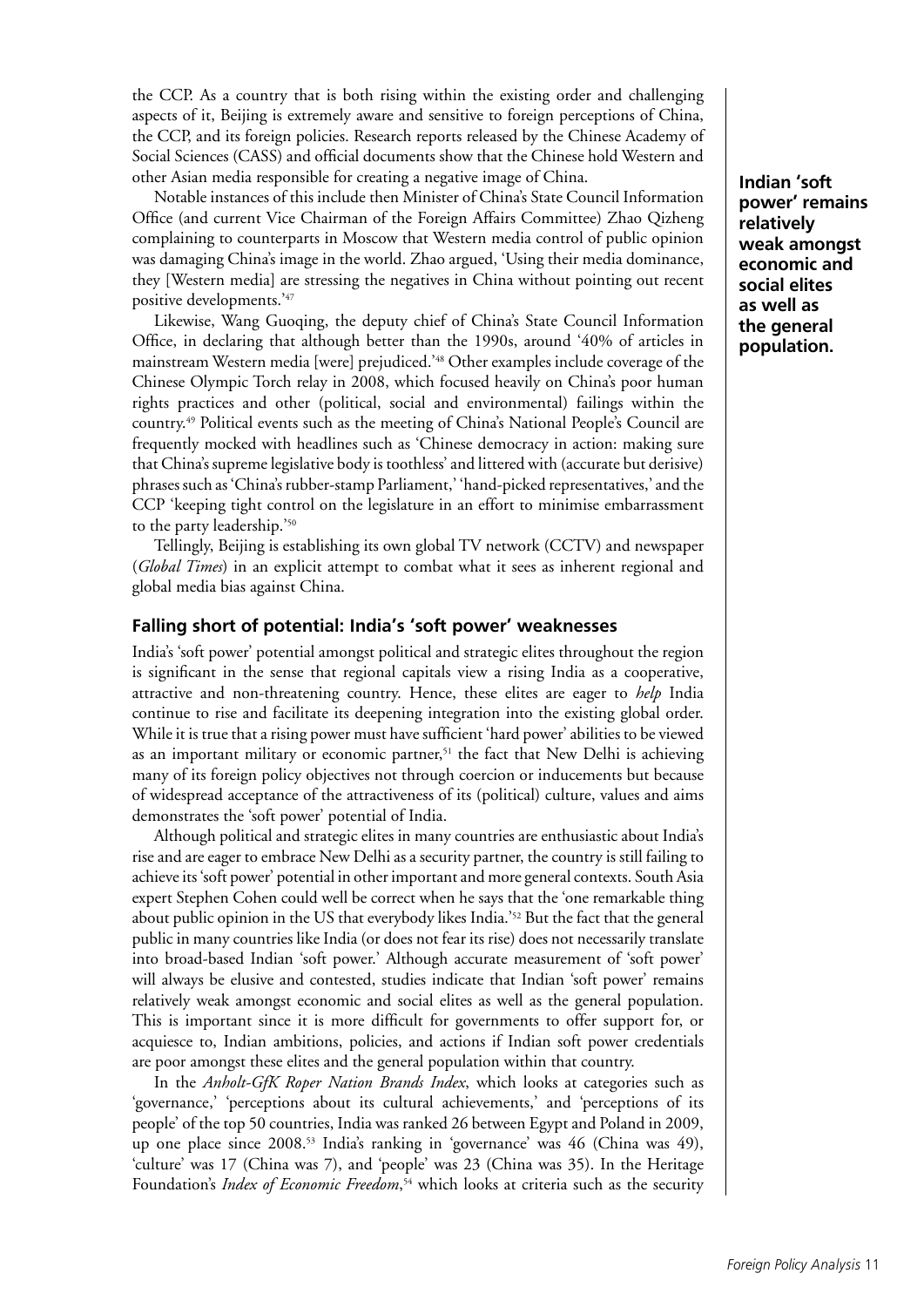the CCP. As a country that is both rising within the existing order and challenging aspects of it, Beijing is extremely aware and sensitive to foreign perceptions of China, the CCP, and its foreign policies. Research reports released by the Chinese Academy of Social Sciences (CASS) and official documents show that the Chinese hold Western and other Asian media responsible for creating a negative image of China.

Notable instances of this include then Minister of China's State Council Information Office (and current Vice Chairman of the Foreign Affairs Committee) Zhao Qizheng complaining to counterparts in Moscow that Western media control of public opinion was damaging China's image in the world. Zhao argued, 'Using their media dominance, they [Western media] are stressing the negatives in China without pointing out recent positive developments.'[47]

Likewise, Wang Guoqing, the deputy chief of China's State Council Information Office, in declaring that although better than the 1990s, around '40% of articles in mainstream Western media [were] prejudiced.'[48] Other examples include coverage of the Chinese Olympic Torch relay in 2008, which focused heavily on China's poor human rights practices and other (political, social and environmental) failings within the country.[49] Political events such as the meeting of China's National People's Council are frequently mocked with headlines such as 'Chinese democracy in action: making sure that China's supreme legislative body is toothless' and littered with (accurate but derisive) phrases such as 'China's rubber-stamp Parliament,' 'hand-picked representatives,' and the CCP 'keeping tight control on the legislature in an effort to minimise embarrassment to the party leadership.'[50]

Tellingly, Beijing is establishing its own global TV network (CCTV) and newspaper (*Global Times*) in an explicit attempt to combat what it sees as inherent regional and global media bias against China.

**Indian 'soft power' remains relatively weak amongst economic and social elites as well as the general population.**

## Falling short of potential: India's 'soft power' weaknesses

India's 'soft power' potential amongst political and strategic elites throughout the region is significant in the sense that regional capitals view a rising India as a cooperative, attractive and non-threatening country. Hence, these elites are eager to *help* India continue to rise and facilitate its deepening integration into the existing global order. While it is true that a rising power must have sufficient 'hard power' abilities to be viewed as an important military or economic partner,[51] the fact that New Delhi is achieving many of its foreign policy objectives not through coercion or inducements but because of widespread acceptance of the attractiveness of its (political) culture, values and aims demonstrates the 'soft power' potential of India.

Although political and strategic elites in many countries are enthusiastic about India's rise and are eager to embrace New Delhi as a security partner, the country is still failing to achieve its 'soft power' potential in other important and more general contexts. South Asia expert Stephen Cohen could well be correct when he says that the 'one remarkable thing about public opinion in the US that everybody likes India.'[52] But the fact that the general public in many countries like India (or does not fear its rise) does not necessarily translate into broad-based Indian 'soft power.' Although accurate measurement of 'soft power' will always be elusive and contested, studies indicate that Indian 'soft power' remains relatively weak amongst economic and social elites as well as the general population. This is important since it is more difficult for governments to offer support for, or acquiesce to, Indian ambitions, policies, and actions if Indian soft power credentials are poor amongst these elites and the general population within that country.

In the *Anholt-GfK Roper Nation Brands Index*, which looks at categories such as 'governance,' 'perceptions about its cultural achievements,' and 'perceptions of its people' of the top 50 countries, India was ranked 26 between Egypt and Poland in 2009, up one place since 2008.[53] India's ranking in 'governance' was 46 (China was 49), 'culture' was 17 (China was 7), and 'people' was 23 (China was 35). In the Heritage Foundation's *Index of Economic Freedom*,[54] which looks at criteria such as the security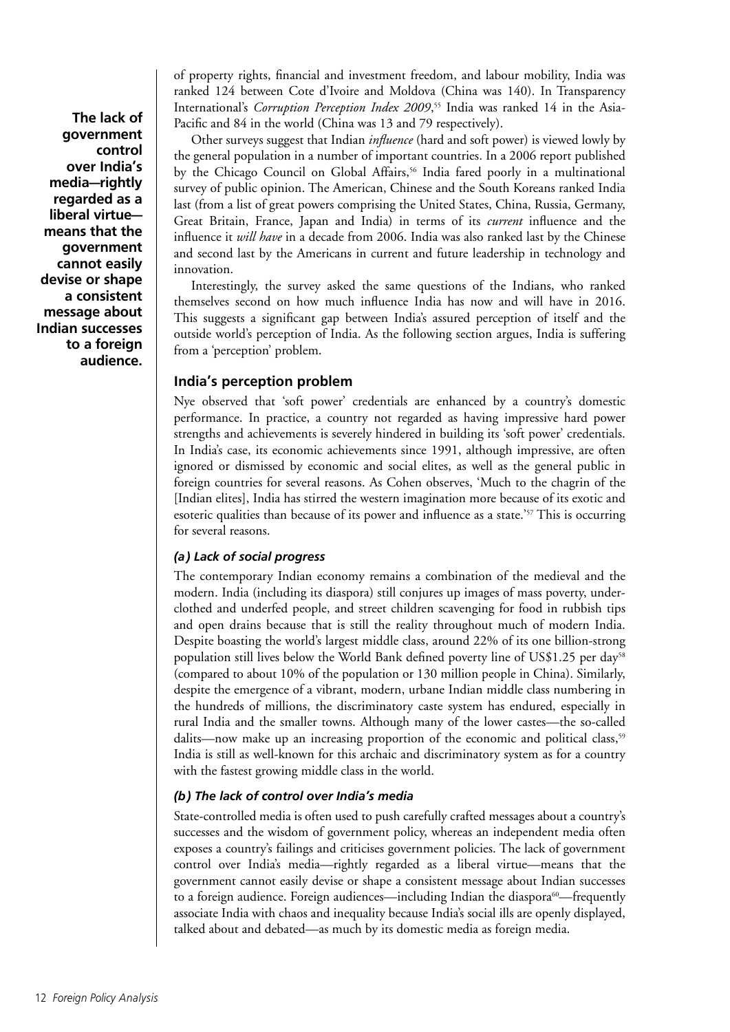of property rights, financial and investment freedom, and labour mobility, India was ranked 124 between Cote d'Ivoire and Moldova (China was 140). In Transparency International's *Corruption Perception Index 2009*,[55] India was ranked 14 in the Asia-Pacific and 84 in the world (China was 13 and 79 respectively).

**The lack of government control over India's media—rightly regarded as a liberal virtue—means that the government cannot easily devise or shape a consistent message about Indian successes to a foreign audience.**

Other surveys suggest that Indian *influence* (hard and soft power) is viewed lowly by the general population in a number of important countries. In a 2006 report published by the Chicago Council on Global Affairs,[56] India fared poorly in a multinational survey of public opinion. The American, Chinese and the South Koreans ranked India last (from a list of great powers comprising the United States, China, Russia, Germany, Great Britain, France, Japan and India) in terms of its *current* influence and the influence it *will have* in a decade from 2006. India was also ranked last by the Chinese and second last by the Americans in current and future leadership in technology and innovation.

Interestingly, the survey asked the same questions of the Indians, who ranked themselves second on how much influence India has now and will have in 2016. This suggests a significant gap between India's assured perception of itself and the outside world's perception of India. As the following section argues, India is suffering from a 'perception' problem.

## India's perception problem

Nye observed that 'soft power' credentials are enhanced by a country's domestic performance. In practice, a country not regarded as having impressive hard power strengths and achievements is severely hindered in building its 'soft power' credentials. In India's case, its economic achievements since 1991, although impressive, are often ignored or dismissed by economic and social elites, as well as the general public in foreign countries for several reasons. As Cohen observes, 'Much to the chagrin of the [Indian elites], India has stirred the western imagination more because of its exotic and esoteric qualities than because of its power and influence as a state.'[57] This is occurring for several reasons.

### *(a) Lack of social progress*

The contemporary Indian economy remains a combination of the medieval and the modern. India (including its diaspora) still conjures up images of mass poverty, under-clothed and underfed people, and street children scavenging for food in rubbish tips and open drains because that is still the reality throughout much of modern India. Despite boasting the world's largest middle class, around 22% of its one billion-strong population still lives below the World Bank defined poverty line of US$1.25 per day[58] (compared to about 10% of the population or 130 million people in China). Similarly, despite the emergence of a vibrant, modern, urbane Indian middle class numbering in the hundreds of millions, the discriminatory caste system has endured, especially in rural India and the smaller towns. Although many of the lower castes—the so-called dalits—now make up an increasing proportion of the economic and political class,[59] India is still as well-known for this archaic and discriminatory system as for a country with the fastest growing middle class in the world.

### *(b) The lack of control over India's media*

State-controlled media is often used to push carefully crafted messages about a country's successes and the wisdom of government policy, whereas an independent media often exposes a country's failings and criticises government policies. The lack of government control over India's media—rightly regarded as a liberal virtue—means that the government cannot easily devise or shape a consistent message about Indian successes to a foreign audience. Foreign audiences—including Indian the diaspora[60]—frequently associate India with chaos and inequality because India's social ills are openly displayed, talked about and debated—as much by its domestic media as foreign media.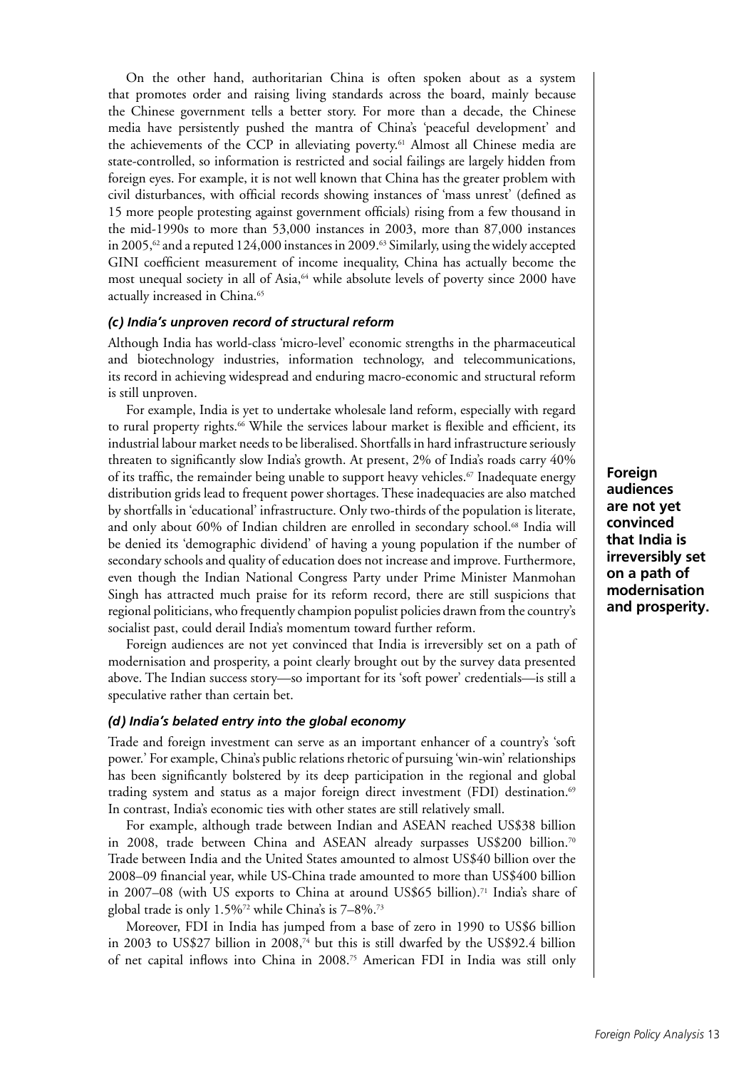On the other hand, authoritarian China is often spoken about as a system that promotes order and raising living standards across the board, mainly because the Chinese government tells a better story. For more than a decade, the Chinese media have persistently pushed the mantra of China's 'peaceful development' and the achievements of the CCP in alleviating poverty.[61] Almost all Chinese media are state-controlled, so information is restricted and social failings are largely hidden from foreign eyes. For example, it is not well known that China has the greater problem with civil disturbances, with official records showing instances of 'mass unrest' (defined as 15 more people protesting against government officials) rising from a few thousand in the mid-1990s to more than 53,000 instances in 2003, more than 87,000 instances in 2005,[62] and a reputed 124,000 instances in 2009.[63] Similarly, using the widely accepted GINI coefficient measurement of income inequality, China has actually become the most unequal society in all of Asia,[64] while absolute levels of poverty since 2000 have actually increased in China.[65]

### *(c) India's unproven record of structural reform*

Although India has world-class 'micro-level' economic strengths in the pharmaceutical and biotechnology industries, information technology, and telecommunications, its record in achieving widespread and enduring macro-economic and structural reform is still unproven.

For example, India is yet to undertake wholesale land reform, especially with regard to rural property rights.[66] While the services labour market is flexible and efficient, its industrial labour market needs to be liberalised. Shortfalls in hard infrastructure seriously threaten to significantly slow India's growth. At present, 2% of India's roads carry 40% of its traffic, the remainder being unable to support heavy vehicles.[67] Inadequate energy distribution grids lead to frequent power shortages. These inadequacies are also matched by shortfalls in 'educational' infrastructure. Only two-thirds of the population is literate, and only about 60% of Indian children are enrolled in secondary school.[68] India will be denied its 'demographic dividend' of having a young population if the number of secondary schools and quality of education does not increase and improve. Furthermore, even though the Indian National Congress Party under Prime Minister Manmohan Singh has attracted much praise for its reform record, there are still suspicions that regional politicians, who frequently champion populist policies drawn from the country's socialist past, could derail India's momentum toward further reform.

**Foreign audiences are not yet convinced that India is irreversibly set on a path of modernisation and prosperity.**

Foreign audiences are not yet convinced that India is irreversibly set on a path of modernisation and prosperity, a point clearly brought out by the survey data presented above. The Indian success story—so important for its 'soft power' credentials—is still a speculative rather than certain bet.

### *(d) India's belated entry into the global economy*

Trade and foreign investment can serve as an important enhancer of a country's 'soft power.' For example, China's public relations rhetoric of pursuing 'win-win' relationships has been significantly bolstered by its deep participation in the regional and global trading system and status as a major foreign direct investment (FDI) destination.[69] In contrast, India's economic ties with other states are still relatively small.

For example, although trade between Indian and ASEAN reached US$38 billion in 2008, trade between China and ASEAN already surpasses US$200 billion.[70] Trade between India and the United States amounted to almost US$40 billion over the 2008–09 financial year, while US-China trade amounted to more than US$400 billion in 2007–08 (with US exports to China at around US$65 billion).[71] India's share of global trade is only 1.5%[72] while China's is 7–8%.[73]

Moreover, FDI in India has jumped from a base of zero in 1990 to US$6 billion in 2003 to US$27 billion in 2008,[74] but this is still dwarfed by the US$92.4 billion of net capital inflows into China in 2008.[75] American FDI in India was still only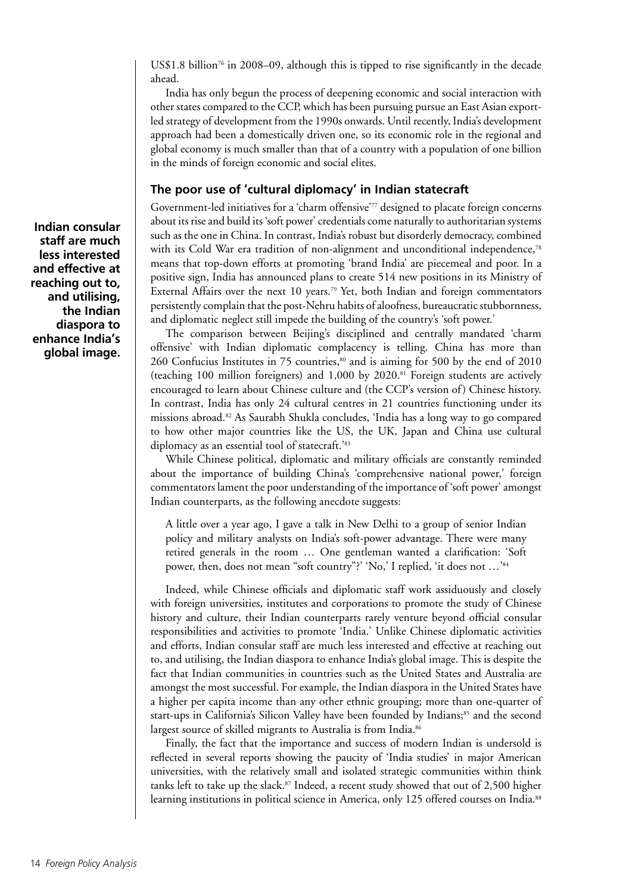US$1.8 billion[76] in 2008–09, although this is tipped to rise significantly in the decade ahead.

India has only begun the process of deepening economic and social interaction with other states compared to the CCP, which has been pursuing pursue an East Asian export-led strategy of development from the 1990s onwards. Until recently, India's development approach had been a domestically driven one, so its economic role in the regional and global economy is much smaller than that of a country with a population of one billion in the minds of foreign economic and social elites.

### The poor use of 'cultural diplomacy' in Indian statecraft

**Indian consular staff are much less interested and effective at reaching out to, and utilising, the Indian diaspora to enhance India's global image.**

Government-led initiatives for a 'charm offensive'[77] designed to placate foreign concerns about its rise and build its 'soft power' credentials come naturally to authoritarian systems such as the one in China. In contrast, India's robust but disorderly democracy, combined with its Cold War era tradition of non-alignment and unconditional independence,[78] means that top-down efforts at promoting 'brand India' are piecemeal and poor. In a positive sign, India has announced plans to create 514 new positions in its Ministry of External Affairs over the next 10 years.[79] Yet, both Indian and foreign commentators persistently complain that the post-Nehru habits of aloofness, bureaucratic stubbornness, and diplomatic neglect still impede the building of the country's 'soft power.'

The comparison between Beijing's disciplined and centrally mandated 'charm offensive' with Indian diplomatic complacency is telling. China has more than 260 Confucius Institutes in 75 countries,[80] and is aiming for 500 by the end of 2010 (teaching 100 million foreigners) and 1,000 by 2020.[81] Foreign students are actively encouraged to learn about Chinese culture and (the CCP's version of) Chinese history. In contrast, India has only 24 cultural centres in 21 countries functioning under its missions abroad.[82] As Saurabh Shukla concludes, 'India has a long way to go compared to how other major countries like the US, the UK, Japan and China use cultural diplomacy as an essential tool of statecraft.'[83]

While Chinese political, diplomatic and military officials are constantly reminded about the importance of building China's 'comprehensive national power,' foreign commentators lament the poor understanding of the importance of 'soft power' amongst Indian counterparts, as the following anecdote suggests:

> A little over a year ago, I gave a talk in New Delhi to a group of senior Indian policy and military analysts on India's soft-power advantage. There were many retired generals in the room … One gentleman wanted a clarification: 'Soft power, then, does not mean "soft country"?' 'No,' I replied, 'it does not …'[84]

Indeed, while Chinese officials and diplomatic staff work assiduously and closely with foreign universities, institutes and corporations to promote the study of Chinese history and culture, their Indian counterparts rarely venture beyond official consular responsibilities and activities to promote 'India.' Unlike Chinese diplomatic activities and efforts, Indian consular staff are much less interested and effective at reaching out to, and utilising, the Indian diaspora to enhance India's global image. This is despite the fact that Indian communities in countries such as the United States and Australia are amongst the most successful. For example, the Indian diaspora in the United States have a higher per capita income than any other ethnic grouping; more than one-quarter of start-ups in California's Silicon Valley have been founded by Indians;[85] and the second largest source of skilled migrants to Australia is from India.[86]

Finally, the fact that the importance and success of modern Indian is undersold is reflected in several reports showing the paucity of 'India studies' in major American universities, with the relatively small and isolated strategic communities within think tanks left to take up the slack.[87] Indeed, a recent study showed that out of 2,500 higher learning institutions in political science in America, only 125 offered courses on India.[88]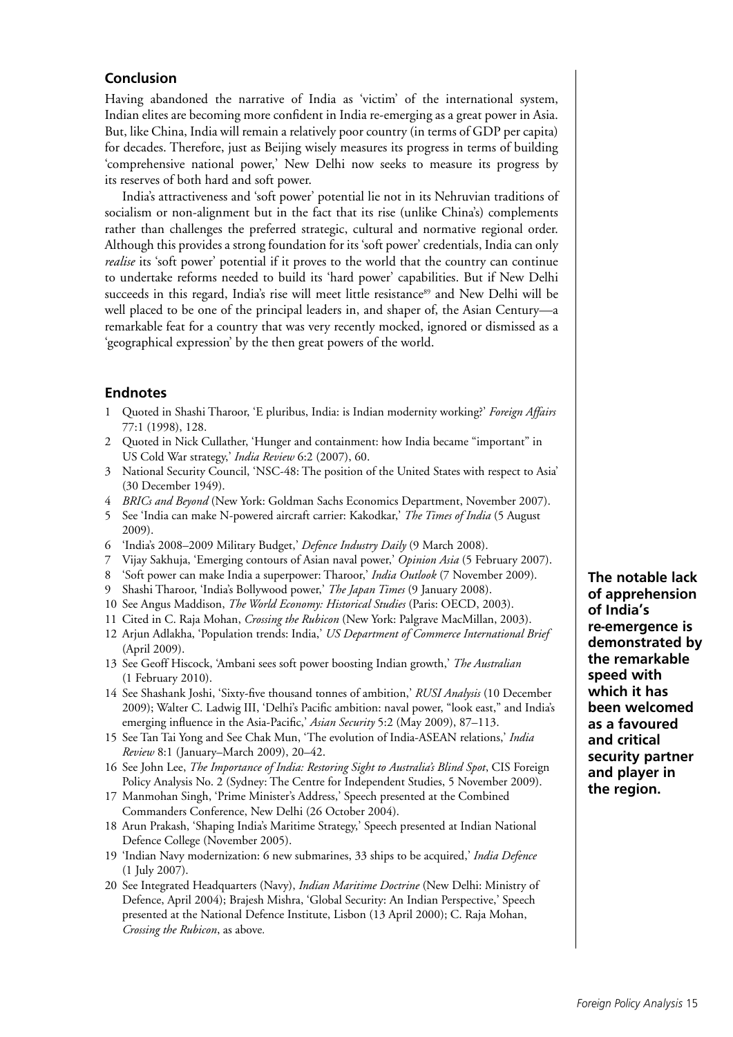## Conclusion

Having abandoned the narrative of India as 'victim' of the international system, Indian elites are becoming more confident in India re-emerging as a great power in Asia. But, like China, India will remain a relatively poor country (in terms of GDP per capita) for decades. Therefore, just as Beijing wisely measures its progress in terms of building 'comprehensive national power,' New Delhi now seeks to measure its progress by its reserves of both hard and soft power.

India's attractiveness and 'soft power' potential lie not in its Nehruvian traditions of socialism or non-alignment but in the fact that its rise (unlike China's) complements rather than challenges the preferred strategic, cultural and normative regional order. Although this provides a strong foundation for its 'soft power' credentials, India can only *realise* its 'soft power' potential if it proves to the world that the country can continue to undertake reforms needed to build its 'hard power' capabilities. But if New Delhi succeeds in this regard, India's rise will meet little resistance[89] and New Delhi will be well placed to be one of the principal leaders in, and shaper of, the Asian Century—a remarkable feat for a country that was very recently mocked, ignored or dismissed as a 'geographical expression' by the then great powers of the world.

**The notable lack of apprehension of India's re-emergence is demonstrated by the remarkable speed with which it has been welcomed as a favoured and critical security partner and player in the region.**

## Endnotes

1. Quoted in Shashi Tharoor, 'E pluribus, India: is Indian modernity working?' *Foreign Affairs* 77:1 (1998), 128.
2. Quoted in Nick Cullather, 'Hunger and containment: how India became "important" in US Cold War strategy,' *India Review* 6:2 (2007), 60.
3. National Security Council, 'NSC-48: The position of the United States with respect to Asia' (30 December 1949).
4. *BRICs and Beyond* (New York: Goldman Sachs Economics Department, November 2007).
5. See 'India can make N-powered aircraft carrier: Kakodkar,' *The Times of India* (5 August 2009).
6. 'India's 2008–2009 Military Budget,' *Defence Industry Daily* (9 March 2008).
7. Vijay Sakhuja, 'Emerging contours of Asian naval power,' *Opinion Asia* (5 February 2007).
8. 'Soft power can make India a superpower: Tharoor,' *India Outlook* (7 November 2009).
9. Shashi Tharoor, 'India's Bollywood power,' *The Japan Times* (9 January 2008).
10. See Angus Maddison, *The World Economy: Historical Studies* (Paris: OECD, 2003).
11. Cited in C. Raja Mohan, *Crossing the Rubicon* (New York: Palgrave MacMillan, 2003).
12. Arjun Adlakha, 'Population trends: India,' *US Department of Commerce International Brief* (April 2009).
13. See Geoff Hiscock, 'Ambani sees soft power boosting Indian growth,' *The Australian* (1 February 2010).
14. See Shashank Joshi, 'Sixty-five thousand tonnes of ambition,' *RUSI Analysis* (10 December 2009); Walter C. Ladwig III, 'Delhi's Pacific ambition: naval power, "look east," and India's emerging influence in the Asia-Pacific,' *Asian Security* 5:2 (May 2009), 87–113.
15. See Tan Tai Yong and See Chak Mun, 'The evolution of India-ASEAN relations,' *India Review* 8:1 (January–March 2009), 20–42.
16. See John Lee, *The Importance of India: Restoring Sight to Australia's Blind Spot*, CIS Foreign Policy Analysis No. 2 (Sydney: The Centre for Independent Studies, 5 November 2009).
17. Manmohan Singh, 'Prime Minister's Address,' Speech presented at the Combined Commanders Conference, New Delhi (26 October 2004).
18. Arun Prakash, 'Shaping India's Maritime Strategy,' Speech presented at Indian National Defence College (November 2005).
19. 'Indian Navy modernization: 6 new submarines, 33 ships to be acquired,' *India Defence* (1 July 2007).
20. See Integrated Headquarters (Navy), *Indian Maritime Doctrine* (New Delhi: Ministry of Defence, April 2004); Brajesh Mishra, 'Global Security: An Indian Perspective,' Speech presented at the National Defence Institute, Lisbon (13 April 2000); C. Raja Mohan, *Crossing the Rubicon*, as above.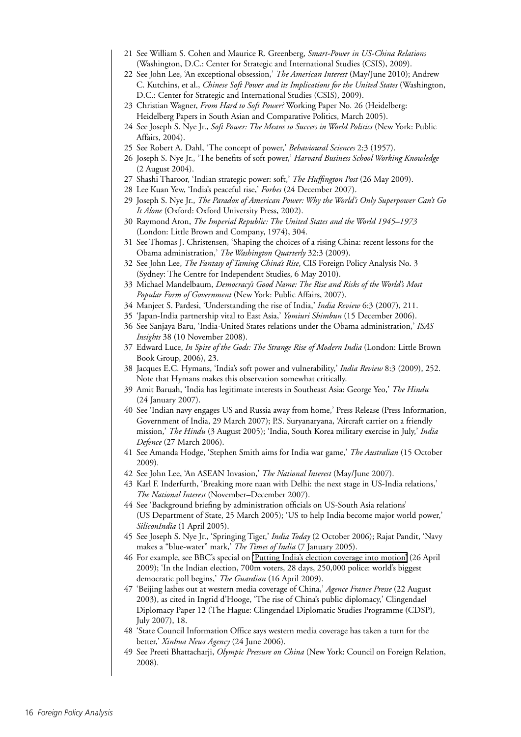21 See William S. Cohen and Maurice R. Greenberg, *Smart-Power in US-China Relations* (Washington, D.C.: Center for Strategic and International Studies (CSIS), 2009).

22 See John Lee, 'An exceptional obsession,' *The American Interest* (May/June 2010); Andrew C. Kutchins, et al., *Chinese Soft Power and its Implications for the United States* (Washington, D.C.: Center for Strategic and International Studies (CSIS), 2009).

23 Christian Wagner, *From Hard to Soft Power?* Working Paper No. 26 (Heidelberg: Heidelberg Papers in South Asian and Comparative Politics, March 2005).

24 See Joseph S. Nye Jr., *Soft Power: The Means to Success in World Politics* (New York: Public Affairs, 2004).

25 See Robert A. Dahl, 'The concept of power,' *Behavioural Sciences* 2:3 (1957).

26 Joseph S. Nye Jr., 'The benefits of soft power,' *Harvard Business School Working Knowledge* (2 August 2004).

27 Shashi Tharoor, 'Indian strategic power: soft,' *The Huffington Post* (26 May 2009).

28 Lee Kuan Yew, 'India's peaceful rise,' *Forbes* (24 December 2007).

29 Joseph S. Nye Jr., *The Paradox of American Power: Why the World's Only Superpower Can't Go It Alone* (Oxford: Oxford University Press, 2002).

30 Raymond Aron, *The Imperial Republic: The United States and the World 1945–1973* (London: Little Brown and Company, 1974), 304.

31 See Thomas J. Christensen, 'Shaping the choices of a rising China: recent lessons for the Obama administration,' *The Washington Quarterly* 32:3 (2009).

32 See John Lee, *The Fantasy of Taming China's Rise*, CIS Foreign Policy Analysis No. 3 (Sydney: The Centre for Independent Studies, 6 May 2010).

33 Michael Mandelbaum, *Democracy's Good Name: The Rise and Risks of the World's Most Popular Form of Government* (New York: Public Affairs, 2007).

34 Manjeet S. Pardesi, 'Understanding the rise of India,' *India Review* 6:3 (2007), 211.

35 'Japan-India partnership vital to East Asia,' *Yomiuri Shimbun* (15 December 2006).

36 See Sanjaya Baru, 'India-United States relations under the Obama administration,' *ISAS Insights* 38 (10 November 2008).

37 Edward Luce, *In Spite of the Gods: The Strange Rise of Modern India* (London: Little Brown Book Group, 2006), 23.

38 Jacques E.C. Hymans, 'India's soft power and vulnerability,' *India Review* 8:3 (2009), 252. Note that Hymans makes this observation somewhat critically.

39 Amit Baruah, 'India has legitimate interests in Southeast Asia: George Yeo,' *The Hindu* (24 January 2007).

40 See 'Indian navy engages US and Russia away from home,' Press Release (Press Information, Government of India, 29 March 2007); P.S. Suryanaryana, 'Aircraft carrier on a friendly mission,' *The Hindu* (3 August 2005); 'India, South Korea military exercise in July,' *India Defence* (27 March 2006).

41 See Amanda Hodge, 'Stephen Smith aims for India war game,' *The Australian* (15 October 2009).

42 See John Lee, 'An ASEAN Invasion,' *The National Interest* (May/June 2007).

43 Karl F. Inderfurth, 'Breaking more naan with Delhi: the next stage in US-India relations,' *The National Interest* (November–December 2007).

44 See 'Background briefing by administration officials on US-South Asia relations' (US Department of State, 25 March 2005); 'US to help India become major world power,' *SiliconIndia* (1 April 2005).

45 See Joseph S. Nye Jr., 'Springing Tiger,' *India Today* (2 October 2006); Rajat Pandit, 'Navy makes a "blue-water" mark,' *The Times of India* (7 January 2005).

46 For example, see BBC's special on 'Putting India's election coverage into motion' (26 April 2009); 'In the Indian election, 700m voters, 28 days, 250,000 police: world's biggest democratic poll begins,' *The Guardian* (16 April 2009).

47 'Beijing lashes out at western media coverage of China,' *Agence France Presse* (22 August 2003), as cited in Ingrid d'Hooge, 'The rise of China's public diplomacy,' Clingendael Diplomacy Paper 12 (The Hague: Clingendael Diplomatic Studies Programme (CDSP), July 2007), 18.

48 'State Council Information Office says western media coverage has taken a turn for the better,' *Xinhua News Agency* (24 June 2006).

49 See Preeti Bhattacharji, *Olympic Pressure on China* (New York: Council on Foreign Relation, 2008).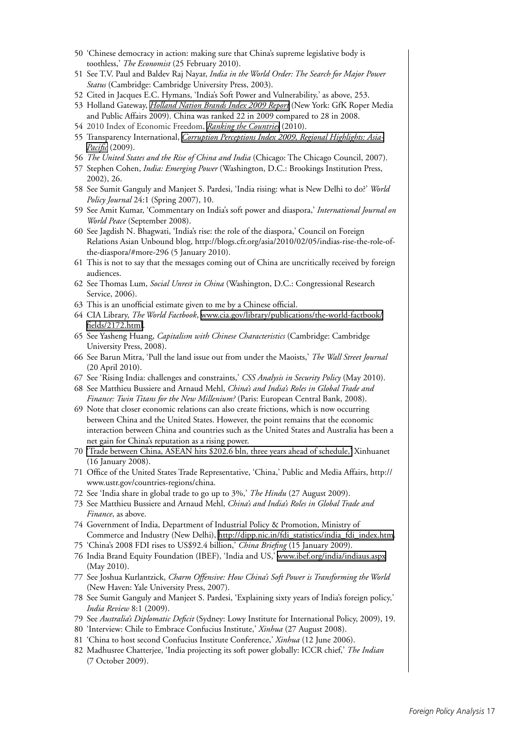50 'Chinese democracy in action: making sure that China's supreme legislative body is toothless,' *The Economist* (25 February 2010).

51 See T.V. Paul and Baldev Raj Nayar, *India in the World Order: The Search for Major Power Status* (Cambridge: Cambridge University Press, 2003).

52 Cited in Jacques E.C. Hymans, 'India's Soft Power and Vulnerability,' as above, 253.

53 Holland Gateway, *Holland Nation Brands Index 2009 Report* (New York: GfK Roper Media and Public Affairs 2009). China was ranked 22 in 2009 compared to 28 in 2008.

54 2010 Index of Economic Freedom, *Ranking the Countries* (2010).

55 Transparency International, *Corruption Perceptions Index 2009, Regional Highlights: Asia-Pacific* (2009).

56 *The United States and the Rise of China and India* (Chicago: The Chicago Council, 2007).

57 Stephen Cohen, *India: Emerging Power* (Washington, D.C.: Brookings Institution Press, 2002), 26.

58 See Sumit Ganguly and Manjeet S. Pardesi, 'India rising: what is New Delhi to do?' *World Policy Journal* 24:1 (Spring 2007), 10.

59 See Amit Kumar, 'Commentary on India's soft power and diaspora,' *International Journal on World Peace* (September 2008).

60 See Jagdish N. Bhagwati, 'India's rise: the role of the diaspora,' Council on Foreign Relations Asian Unbound blog, http://blogs.cfr.org/asia/2010/02/05/indias-rise-the-role-of-the-diaspora/#more-296 (5 January 2010).

61 This is not to say that the messages coming out of China are uncritically received by foreign audiences.

62 See Thomas Lum, *Social Unrest in China* (Washington, D.C.: Congressional Research Service, 2006).

63 This is an unofficial estimate given to me by a Chinese official.

64 CIA Library, *The World Factbook*, www.cia.gov/library/publications/the-world-factbook/fields/2172.html.

65 See Yasheng Huang, *Capitalism with Chinese Characteristics* (Cambridge: Cambridge University Press, 2008).

66 See Barun Mitra, 'Pull the land issue out from under the Maoists,' *The Wall Street Journal* (20 April 2010).

67 See 'Rising India: challenges and constraints,' *CSS Analysis in Security Policy* (May 2010).

68 See Matthieu Bussiere and Arnaud Mehl, *China's and India's Roles in Global Trade and Finance: Twin Titans for the New Millenium?* (Paris: European Central Bank, 2008).

69 Note that closer economic relations can also create frictions, which is now occurring between China and the United States. However, the point remains that the economic interaction between China and countries such as the United States and Australia has been a net gain for China's reputation as a rising power.

70 'Trade between China, ASEAN hits $202.6 bln, three years ahead of schedule,' Xinhuanet (16 January 2008).

71 Office of the United States Trade Representative, 'China,' Public and Media Affairs, http://www.ustr.gov/countries-regions/china.

72 See 'India share in global trade to go up to 3%,' *The Hindu* (27 August 2009).

73 See Matthieu Bussiere and Arnaud Mehl, *China's and India's Roles in Global Trade and Finance*, as above.

74 Government of India, Department of Industrial Policy & Promotion, Ministry of Commerce and Industry (New Delhi), http://dipp.nic.in/fdi_statistics/india_fdi_index.htm.

75 'China's 2008 FDI rises to US$92.4 billion,' *China Briefing* (15 January 2009).

76 India Brand Equity Foundation (IBEF), 'India and US,' www.ibef.org/india/indiaus.aspx (May 2010).

77 See Joshua Kurlantzick, *Charm Offensive: How China's Soft Power is Transforming the World* (New Haven: Yale University Press, 2007).

78 See Sumit Ganguly and Manjeet S. Pardesi, 'Explaining sixty years of India's foreign policy,' *India Review* 8:1 (2009).

79 See *Australia's Diplomatic Deficit* (Sydney: Lowy Institute for International Policy, 2009), 19.

80 'Interview: Chile to Embrace Confucius Institute,' *Xinhua* (27 August 2008).

81 'China to host second Confucius Institute Conference,' *Xinhua* (12 June 2006).

82 Madhusree Chatterjee, 'India projecting its soft power globally: ICCR chief,' *The Indian* (7 October 2009).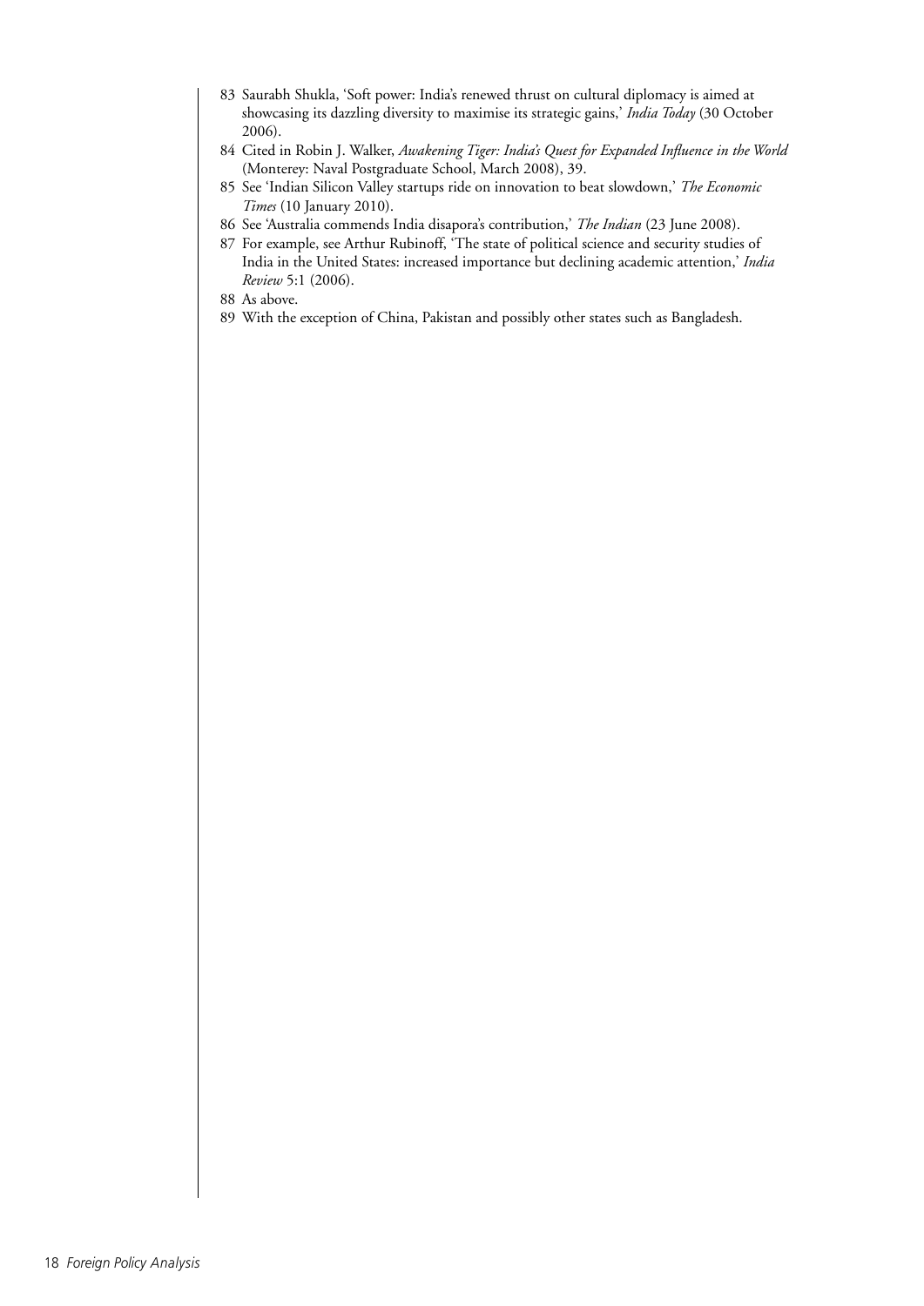83 Saurabh Shukla, 'Soft power: India's renewed thrust on cultural diplomacy is aimed at showcasing its dazzling diversity to maximise its strategic gains,' *India Today* (30 October 2006).

84 Cited in Robin J. Walker, *Awakening Tiger: India's Quest for Expanded Influence in the World* (Monterey: Naval Postgraduate School, March 2008), 39.

85 See 'Indian Silicon Valley startups ride on innovation to beat slowdown,' *The Economic Times* (10 January 2010).

86 See 'Australia commends India disapora's contribution,' *The Indian* (23 June 2008).

87 For example, see Arthur Rubinoff, 'The state of political science and security studies of India in the United States: increased importance but declining academic attention,' *India Review* 5:1 (2006).

88 As above.

89 With the exception of China, Pakistan and possibly other states such as Bangladesh.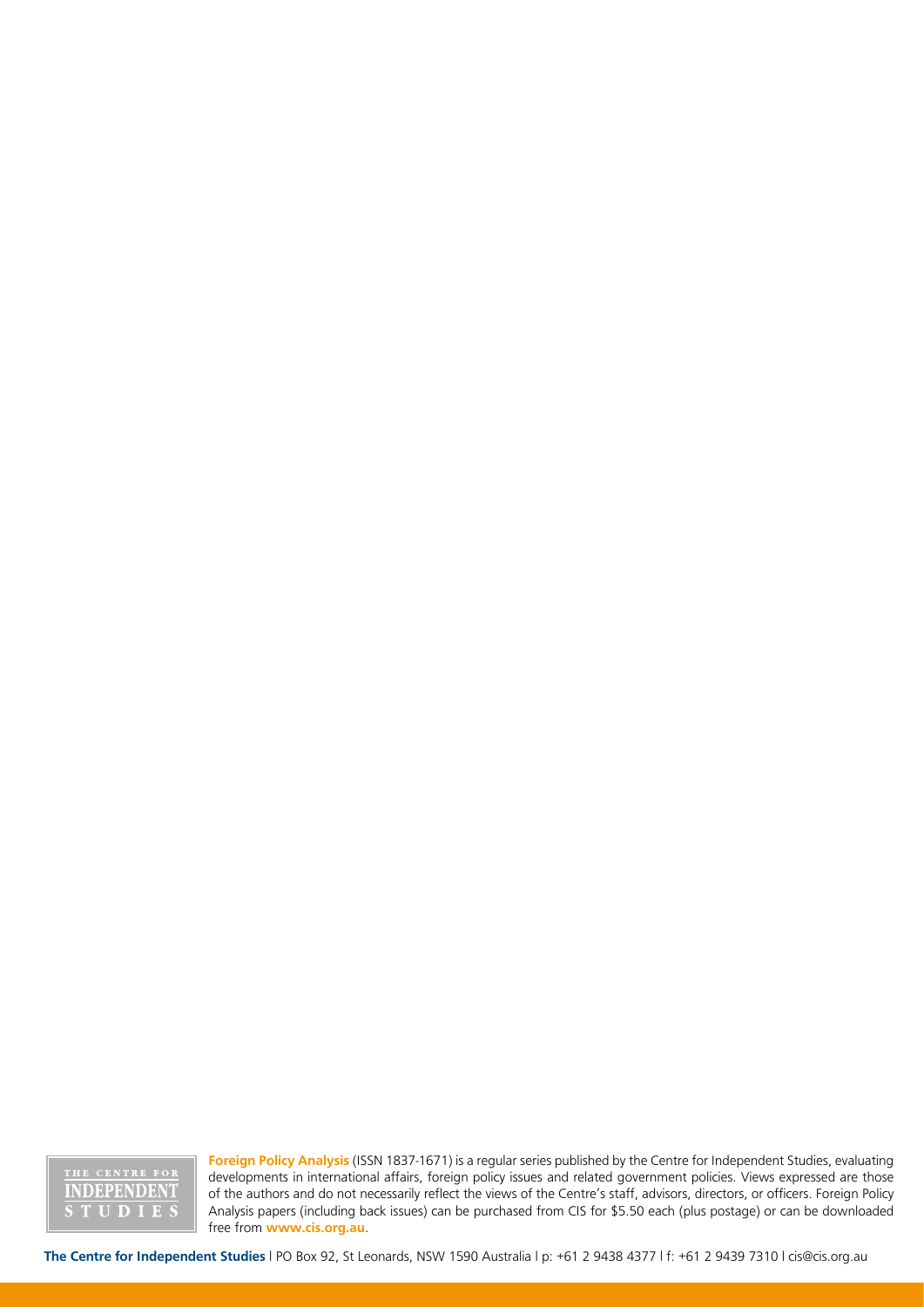THE CENTRE FOR
INDEPENDENT
STUDIES

**Foreign Policy Analysis** (ISSN 1837-1671) is a regular series published by the Centre for Independent Studies, evaluating developments in international affairs, foreign policy issues and related government policies. Views expressed are those of the authors and do not necessarily reflect the views of the Centre's staff, advisors, directors, or officers. Foreign Policy Analysis papers (including back issues) can be purchased from CIS for $5.50 each (plus postage) or can be downloaded free from **www.cis.org.au**.

**The Centre for Independent Studies** l PO Box 92, St Leonards, NSW 1590 Australia l p: +61 2 9438 4377 l f: +61 2 9439 7310 l cis@cis.org.au